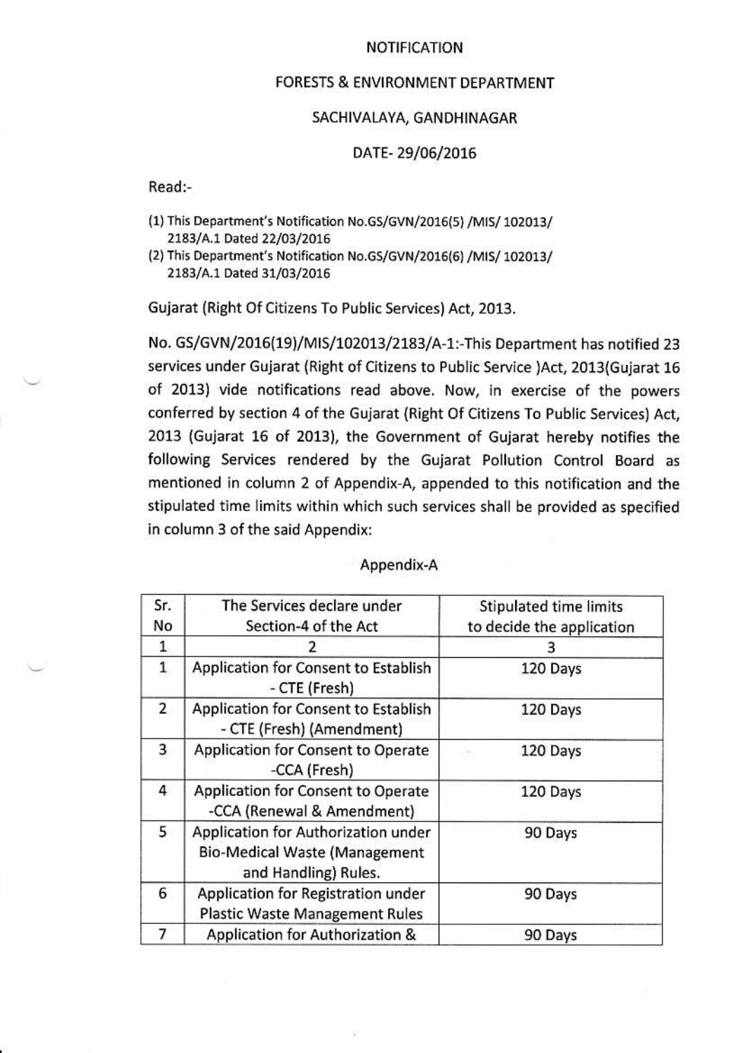NOTIFICATION

FORESTS & ENVIRONMENT DEPARTMENT

SACHIVALAYA, GANDHINAGAR

DATE- 29/06/2016

Read:-

(1) This Department's Notification No.GS/GVN/2016(5) /MIS/ 102013/ 2183/A.1 Dated 22/03/2016

(2) This Department's Notification No.GS/GVN/2016(6) /MIS/ 102013/ 2183/A.1 Dated 31/03/2016

Gujarat (Right Of Citizens To Public Services) Act, 2013.

No. GS/GVN/2016(19)/MIS/102013/2183/A-1:-This Department has notified 23 services under Gujarat (Right of Citizens to Public Service )Act, 2013(Gujarat 16 of 2013) vide notifications read above. Now, in exercise of the powers conferred by section 4 of the Gujarat (Right Of Citizens To Public Services) Act, 2013 (Gujarat 16 of 2013), the Government of Gujarat hereby notifies the following Services rendered by the Gujarat Pollution Control Board as mentioned in column 2 of Appendix-A, appended to this notification and the stipulated time limits within which such services shall be provided as specified in column 3 of the said Appendix:

Appendix-A

| Sr. No | The Services declare under Section-4 of the Act | Stipulated time limits to decide the application |
|---|---|---|
| 1 | 2 | 3 |
| 1 | Application for Consent to Establish - CTE (Fresh) | 120 Days |
| 2 | Application for Consent to Establish - CTE (Fresh) (Amendment) | 120 Days |
| 3 | Application for Consent to Operate -CCA (Fresh) | 120 Days |
| 4 | Application for Consent to Operate -CCA (Renewal & Amendment) | 120 Days |
| 5 | Application for Authorization under Bio-Medical Waste (Management and Handling) Rules. | 90 Days |
| 6 | Application for Registration under Plastic Waste Management Rules | 90 Days |
| 7 | Application for Authorization & | 90 Days |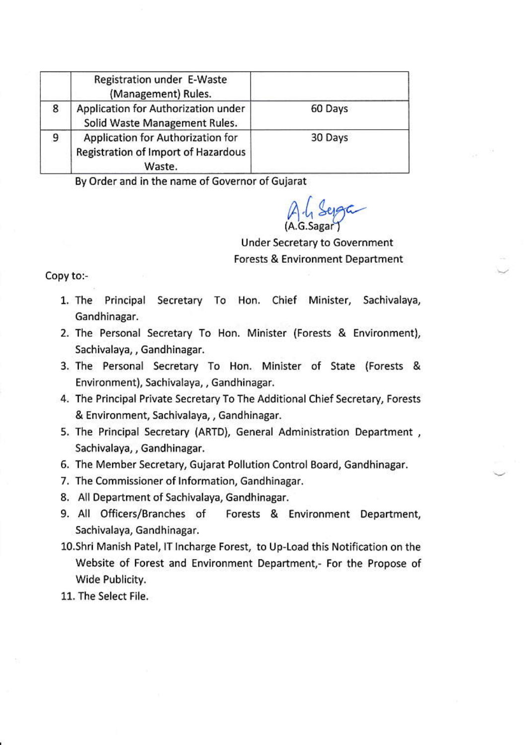| | | |
|---|---|---|
| | Registration under E-Waste (Management) Rules. | |
| 8 | Application for Authorization under Solid Waste Management Rules. | 60 Days |
| 9 | Application for Authorization for Registration of Import of Hazardous Waste. | 30 Days |

By Order and in the name of Governor of Gujarat

(A.G.Sagar)

Under Secretary to Government
Forests & Environment Department

Copy to:-

1. The Principal Secretary To Hon. Chief Minister, Sachivalaya, Gandhinagar.
2. The Personal Secretary To Hon. Minister (Forests & Environment), Sachivalaya, , Gandhinagar.
3. The Personal Secretary To Hon. Minister of State (Forests & Environment), Sachivalaya, , Gandhinagar.
4. The Principal Private Secretary To The Additional Chief Secretary, Forests & Environment, Sachivalaya, , Gandhinagar.
5. The Principal Secretary (ARTD), General Administration Department , Sachivalaya, , Gandhinagar.
6. The Member Secretary, Gujarat Pollution Control Board, Gandhinagar.
7. The Commissioner of Information, Gandhinagar.
8. All Department of Sachivalaya, Gandhinagar.
9. All Officers/Branches of Forests & Environment Department, Sachivalaya, Gandhinagar.
10. Shri Manish Patel, IT Incharge Forest, to Up-Load this Notification on the Website of Forest and Environment Department,- For the Propose of Wide Publicity.
11. The Select File.